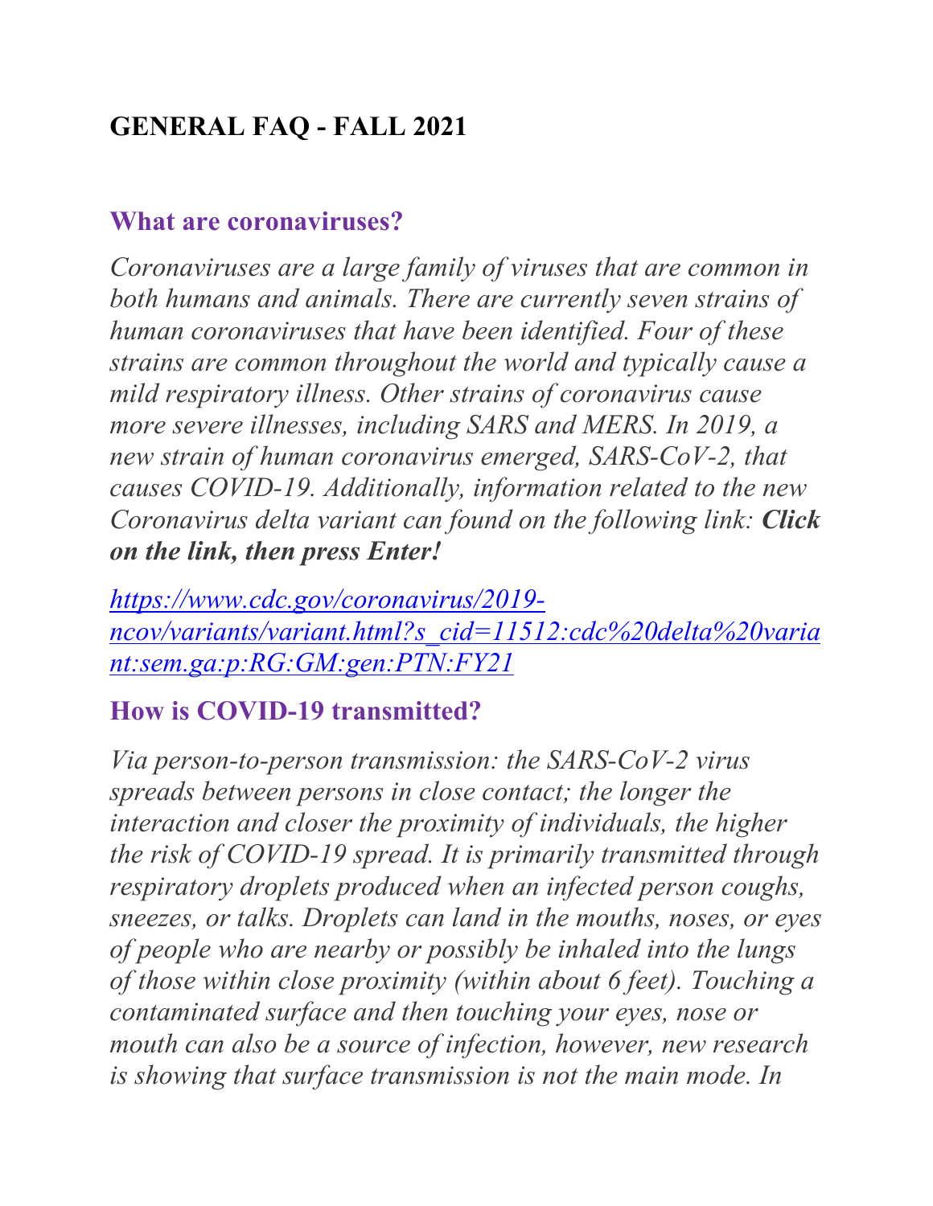## GENERAL FAQ - FALL 2021

### What are coronaviruses?

*Coronaviruses are a large family of viruses that are common in both humans and animals. There are currently seven strains of human coronaviruses that have been identified. Four of these strains are common throughout the world and typically cause a mild respiratory illness. Other strains of coronavirus cause more severe illnesses, including SARS and MERS. In 2019, a new strain of human coronavirus emerged, SARS-CoV-2, that causes COVID-19. Additionally, information related to the new Coronavirus delta variant can found on the following link:* ***Click on the link, then press Enter!***

*[https://www.cdc.gov/coronavirus/2019-ncov/variants/variant.html?s_cid=11512:cdc%20delta%20variant:sem.ga:p:RG:GM:gen:PTN:FY21](https://www.cdc.gov/coronavirus/2019-ncov/variants/variant.html?s_cid=11512:cdc%20delta%20variant:sem.ga:p:RG:GM:gen:PTN:FY21)*

### How is COVID-19 transmitted?

*Via person-to-person transmission: the SARS-CoV-2 virus spreads between persons in close contact; the longer the interaction and closer the proximity of individuals, the higher the risk of COVID-19 spread. It is primarily transmitted through respiratory droplets produced when an infected person coughs, sneezes, or talks. Droplets can land in the mouths, noses, or eyes of people who are nearby or possibly be inhaled into the lungs of those within close proximity (within about 6 feet). Touching a contaminated surface and then touching your eyes, nose or mouth can also be a source of infection, however, new research is showing that surface transmission is not the main mode. In*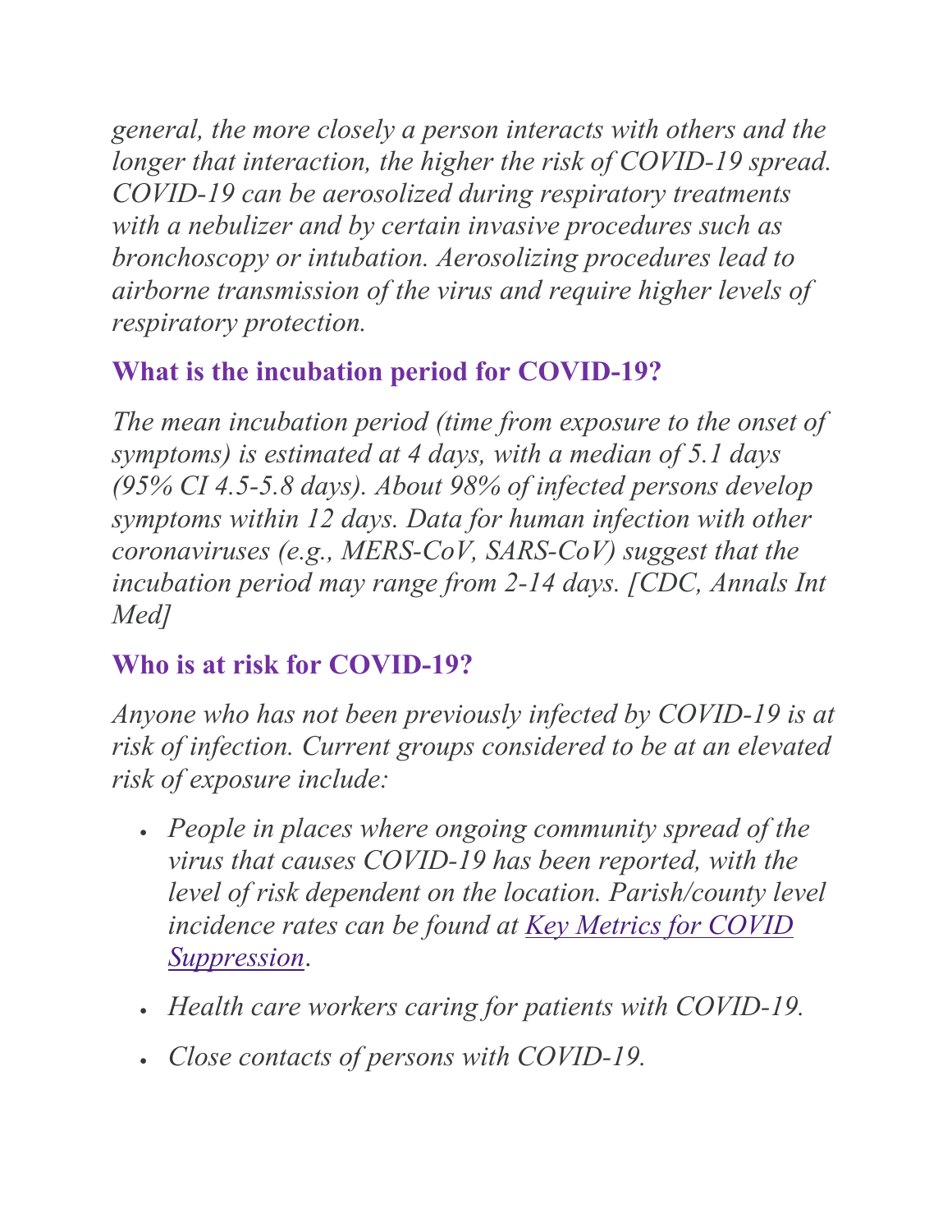*general, the more closely a person interacts with others and the longer that interaction, the higher the risk of COVID-19 spread. COVID-19 can be aerosolized during respiratory treatments with a nebulizer and by certain invasive procedures such as bronchoscopy or intubation. Aerosolizing procedures lead to airborne transmission of the virus and require higher levels of respiratory protection.*

## What is the incubation period for COVID-19?

*The mean incubation period (time from exposure to the onset of symptoms) is estimated at 4 days, with a median of 5.1 days (95% CI 4.5-5.8 days). About 98% of infected persons develop symptoms within 12 days. Data for human infection with other coronaviruses (e.g., MERS-CoV, SARS-CoV) suggest that the incubation period may range from 2-14 days. [CDC, Annals Int Med]*

## Who is at risk for COVID-19?

*Anyone who has not been previously infected by COVID-19 is at risk of infection. Current groups considered to be at an elevated risk of exposure include:*

- *People in places where ongoing community spread of the virus that causes COVID-19 has been reported, with the level of risk dependent on the location. Parish/county level incidence rates can be found at [Key Metrics for COVID Suppression](#).*
- *Health care workers caring for patients with COVID-19.*
- *Close contacts of persons with COVID-19.*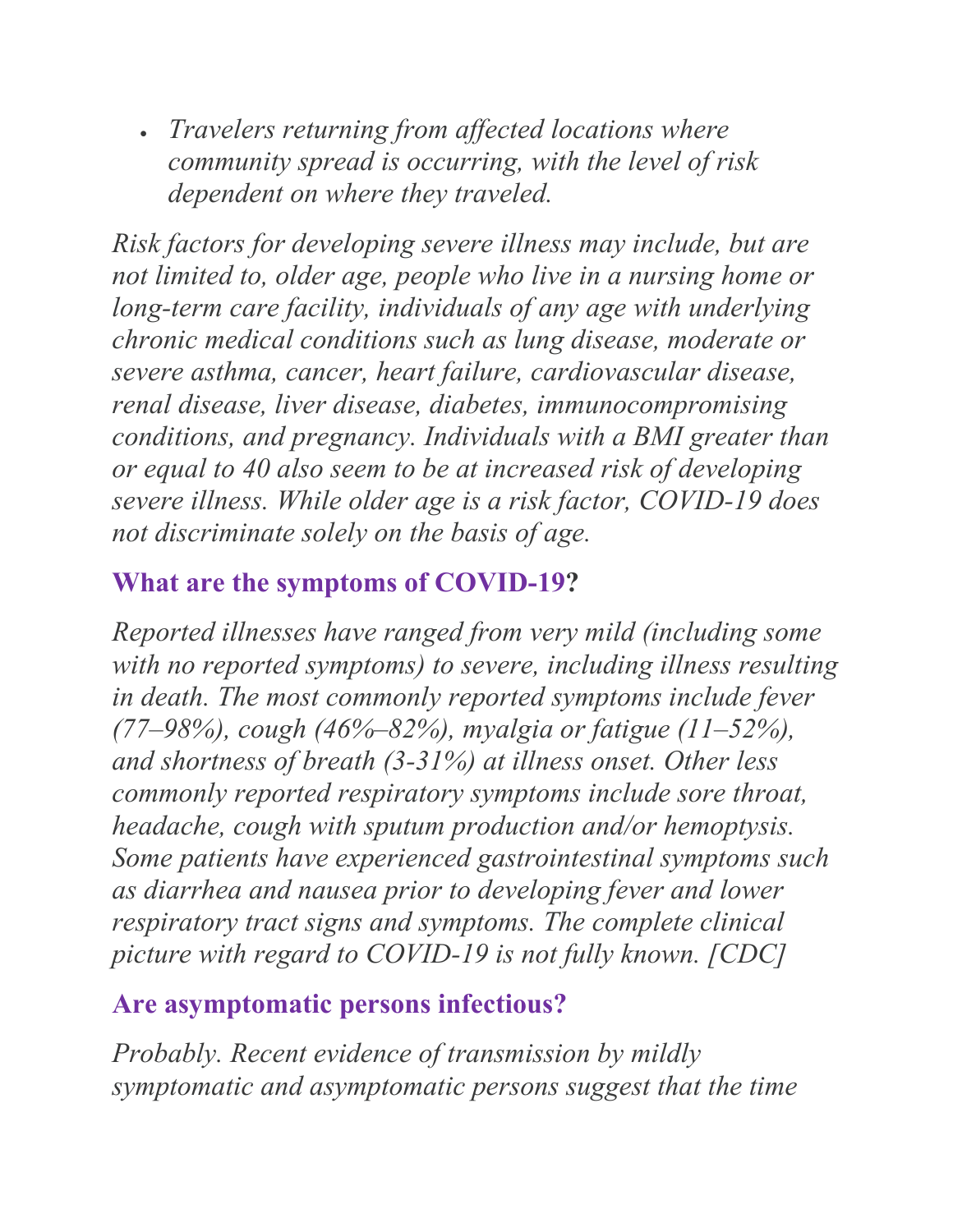- *Travelers returning from affected locations where community spread is occurring, with the level of risk dependent on where they traveled.*

*Risk factors for developing severe illness may include, but are not limited to, older age, people who live in a nursing home or long-term care facility, individuals of any age with underlying chronic medical conditions such as lung disease, moderate or severe asthma, cancer, heart failure, cardiovascular disease, renal disease, liver disease, diabetes, immunocompromising conditions, and pregnancy. Individuals with a BMI greater than or equal to 40 also seem to be at increased risk of developing severe illness. While older age is a risk factor, COVID-19 does not discriminate solely on the basis of age.*

## What are the symptoms of COVID-19?

*Reported illnesses have ranged from very mild (including some with no reported symptoms) to severe, including illness resulting in death. The most commonly reported symptoms include fever (77–98%), cough (46%–82%), myalgia or fatigue (11–52%), and shortness of breath (3-31%) at illness onset. Other less commonly reported respiratory symptoms include sore throat, headache, cough with sputum production and/or hemoptysis. Some patients have experienced gastrointestinal symptoms such as diarrhea and nausea prior to developing fever and lower respiratory tract signs and symptoms. The complete clinical picture with regard to COVID-19 is not fully known. [CDC]*

## Are asymptomatic persons infectious?

*Probably. Recent evidence of transmission by mildly symptomatic and asymptomatic persons suggest that the time*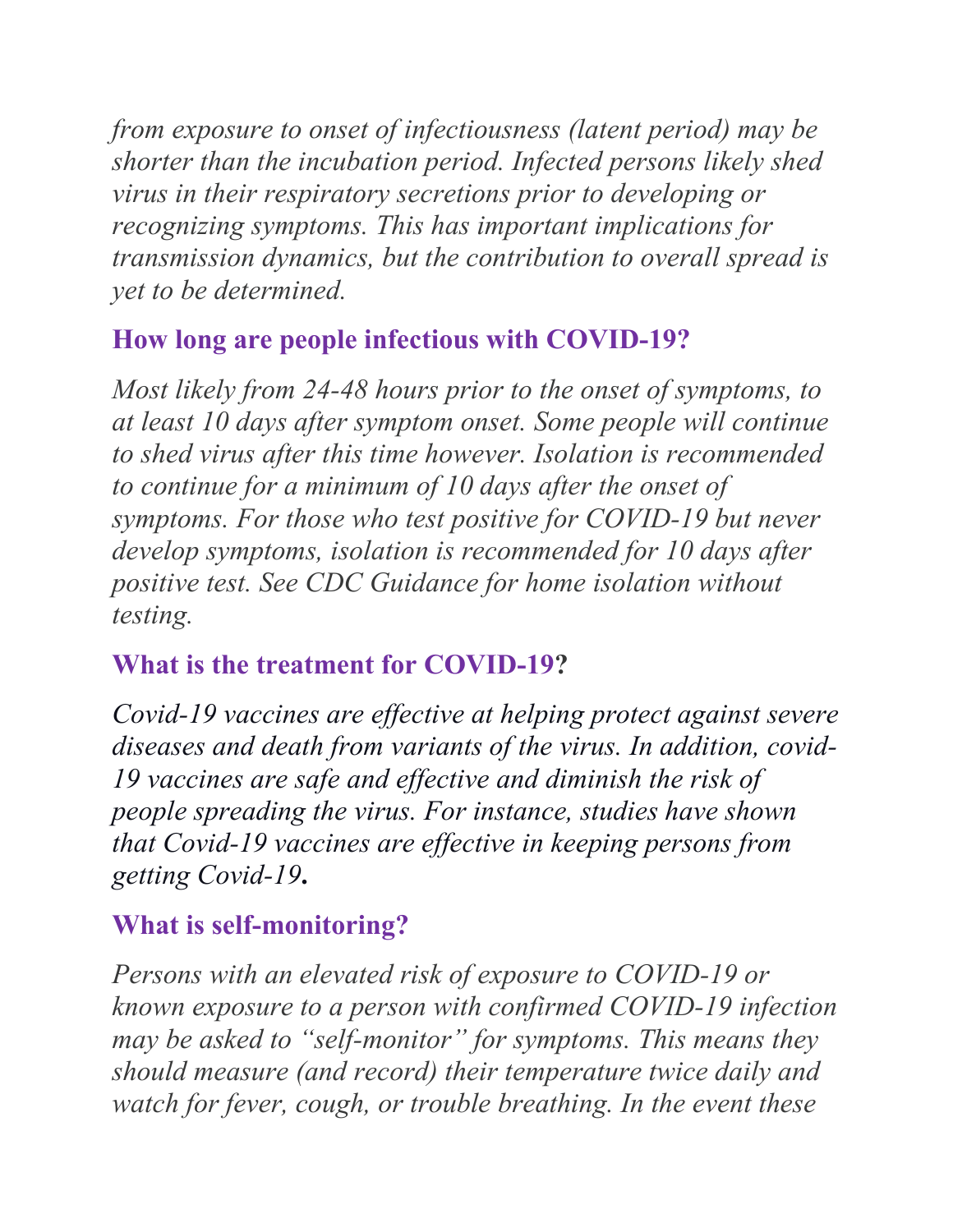*from exposure to onset of infectiousness (latent period) may be shorter than the incubation period. Infected persons likely shed virus in their respiratory secretions prior to developing or recognizing symptoms. This has important implications for transmission dynamics, but the contribution to overall spread is yet to be determined.*

## How long are people infectious with COVID-19?

*Most likely from 24-48 hours prior to the onset of symptoms, to at least 10 days after symptom onset. Some people will continue to shed virus after this time however. Isolation is recommended to continue for a minimum of 10 days after the onset of symptoms. For those who test positive for COVID-19 but never develop symptoms, isolation is recommended for 10 days after positive test. See CDC Guidance for home isolation without testing.*

## What is the treatment for COVID-19?

*Covid-19 vaccines are effective at helping protect against severe diseases and death from variants of the virus. In addition, covid-19 vaccines are safe and effective and diminish the risk of people spreading the virus. For instance, studies have shown that Covid-19 vaccines are effective in keeping persons from getting Covid-19**.***

## What is self-monitoring?

*Persons with an elevated risk of exposure to COVID-19 or known exposure to a person with confirmed COVID-19 infection may be asked to "self-monitor" for symptoms. This means they should measure (and record) their temperature twice daily and watch for fever, cough, or trouble breathing. In the event these*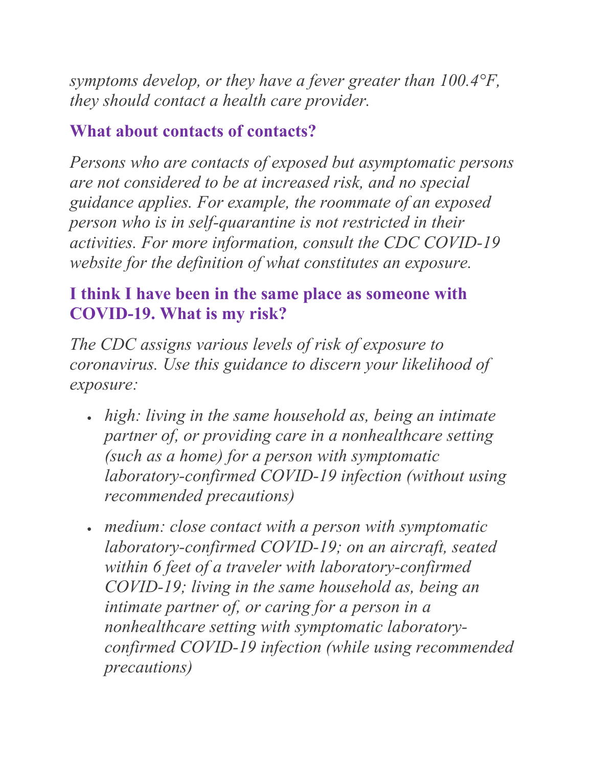*symptoms develop, or they have a fever greater than 100.4°F, they should contact a health care provider.*

### What about contacts of contacts?

*Persons who are contacts of exposed but asymptomatic persons are not considered to be at increased risk, and no special guidance applies. For example, the roommate of an exposed person who is in self-quarantine is not restricted in their activities. For more information, consult the CDC COVID-19 website for the definition of what constitutes an exposure.*

### I think I have been in the same place as someone with COVID-19. What is my risk?

*The CDC assigns various levels of risk of exposure to coronavirus. Use this guidance to discern your likelihood of exposure:*

- *high: living in the same household as, being an intimate partner of, or providing care in a nonhealthcare setting (such as a home) for a person with symptomatic laboratory-confirmed COVID-19 infection (without using recommended precautions)*
- *medium: close contact with a person with symptomatic laboratory-confirmed COVID-19; on an aircraft, seated within 6 feet of a traveler with laboratory-confirmed COVID-19; living in the same household as, being an intimate partner of, or caring for a person in a nonhealthcare setting with symptomatic laboratory-confirmed COVID-19 infection (while using recommended precautions)*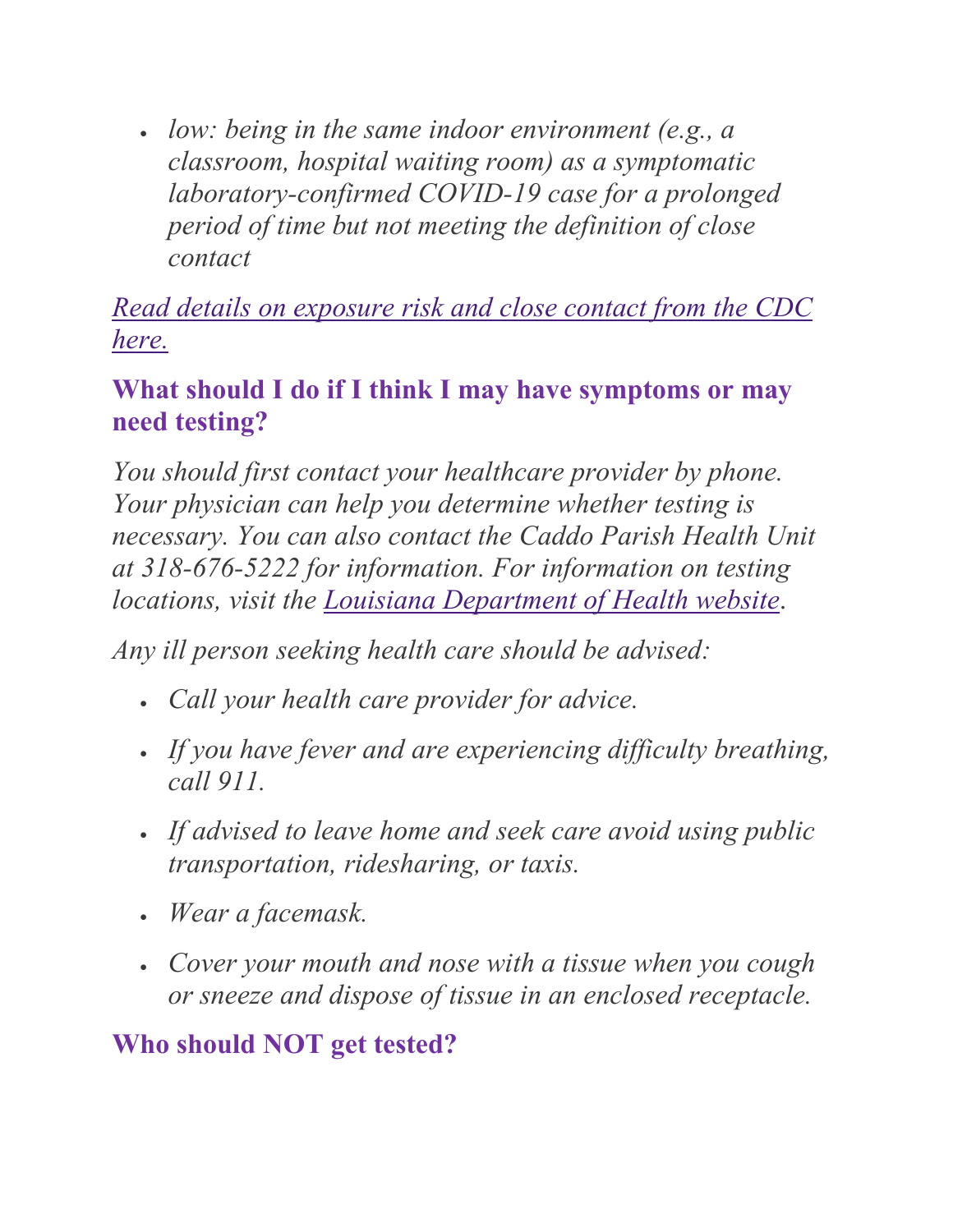- *low: being in the same indoor environment (e.g., a classroom, hospital waiting room) as a symptomatic laboratory-confirmed COVID-19 case for a prolonged period of time but not meeting the definition of close contact*

*Read details on exposure risk and close contact from the CDC here.*

## What should I do if I think I may have symptoms or may need testing?

*You should first contact your healthcare provider by phone. Your physician can help you determine whether testing is necessary. You can also contact the Caddo Parish Health Unit at 318-676-5222 for information. For information on testing locations, visit the Louisiana Department of Health website.*

*Any ill person seeking health care should be advised:*

- *Call your health care provider for advice.*
- *If you have fever and are experiencing difficulty breathing, call 911.*
- *If advised to leave home and seek care avoid using public transportation, ridesharing, or taxis.*
- *Wear a facemask.*
- *Cover your mouth and nose with a tissue when you cough or sneeze and dispose of tissue in an enclosed receptacle.*

## Who should NOT get tested?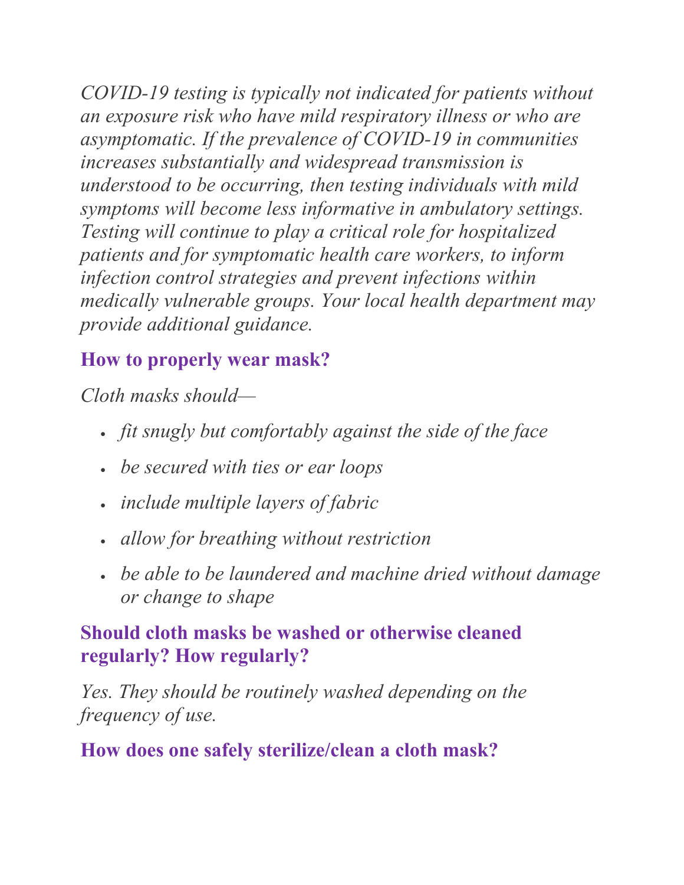*COVID-19 testing is typically not indicated for patients without an exposure risk who have mild respiratory illness or who are asymptomatic. If the prevalence of COVID-19 in communities increases substantially and widespread transmission is understood to be occurring, then testing individuals with mild symptoms will become less informative in ambulatory settings. Testing will continue to play a critical role for hospitalized patients and for symptomatic health care workers, to inform infection control strategies and prevent infections within medically vulnerable groups. Your local health department may provide additional guidance.*

## How to properly wear mask?

*Cloth masks should—*

- *fit snugly but comfortably against the side of the face*
- *be secured with ties or ear loops*
- *include multiple layers of fabric*
- *allow for breathing without restriction*
- *be able to be laundered and machine dried without damage or change to shape*

## Should cloth masks be washed or otherwise cleaned regularly? How regularly?

*Yes. They should be routinely washed depending on the frequency of use.*

## How does one safely sterilize/clean a cloth mask?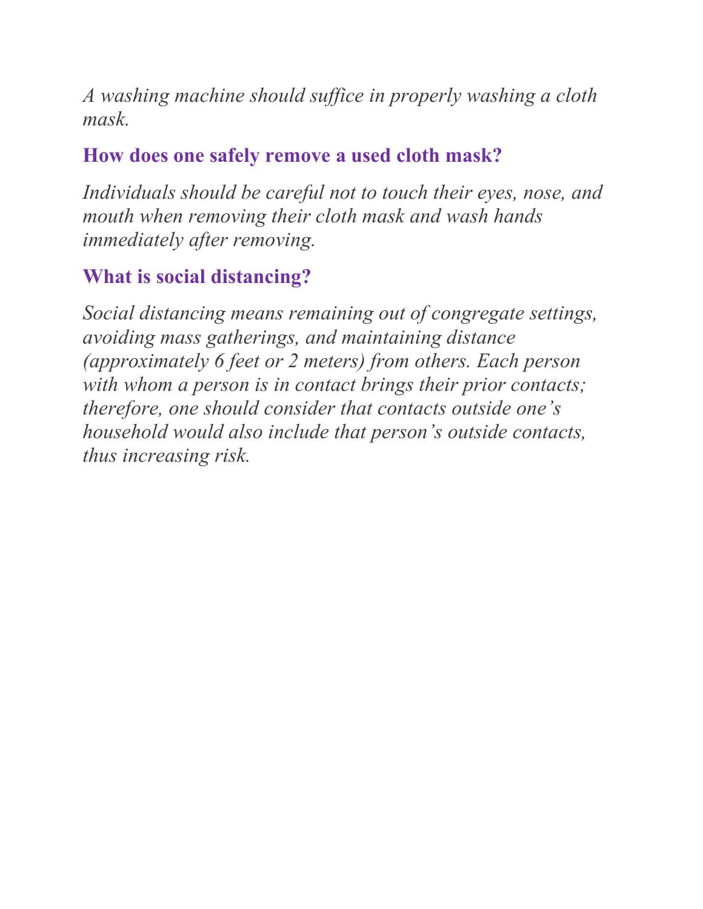*A washing machine should suffice in properly washing a cloth mask.*

### How does one safely remove a used cloth mask?

*Individuals should be careful not to touch their eyes, nose, and mouth when removing their cloth mask and wash hands immediately after removing.*

### What is social distancing?

*Social distancing means remaining out of congregate settings, avoiding mass gatherings, and maintaining distance (approximately 6 feet or 2 meters) from others. Each person with whom a person is in contact brings their prior contacts; therefore, one should consider that contacts outside one's household would also include that person's outside contacts, thus increasing risk.*